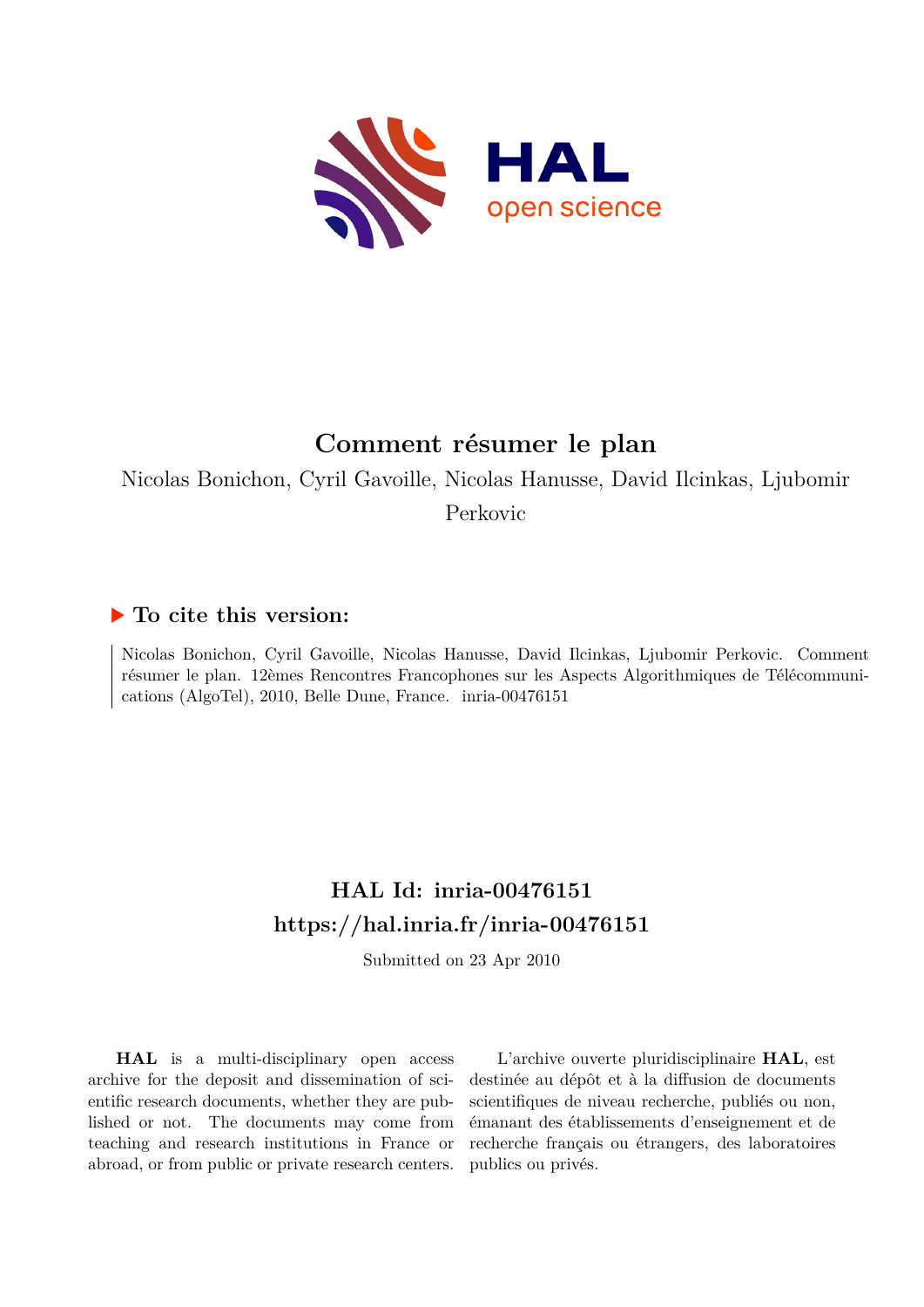# Comment résumer le plan

Nicolas Bonichon, Cyril Gavoille, Nicolas Hanusse, David Ilcinkas, Ljubomir Perkovic

## ▶ To cite this version:

Nicolas Bonichon, Cyril Gavoille, Nicolas Hanusse, David Ilcinkas, Ljubomir Perkovic. Comment résumer le plan. 12èmes Rencontres Francophones sur les Aspects Algorithmiques de Télécommunications (AlgoTel), 2010, Belle Dune, France. inria-00476151

## HAL Id: inria-00476151

## https://hal.inria.fr/inria-00476151

Submitted on 23 Apr 2010

**HAL** is a multi-disciplinary open access archive for the deposit and dissemination of scientific research documents, whether they are published or not. The documents may come from teaching and research institutions in France or abroad, or from public or private research centers.

L'archive ouverte pluridisciplinaire **HAL**, est destinée au dépôt et à la diffusion de documents scientifiques de niveau recherche, publiés ou non, émanant des établissements d'enseignement et de recherche français ou étrangers, des laboratoires publics ou privés.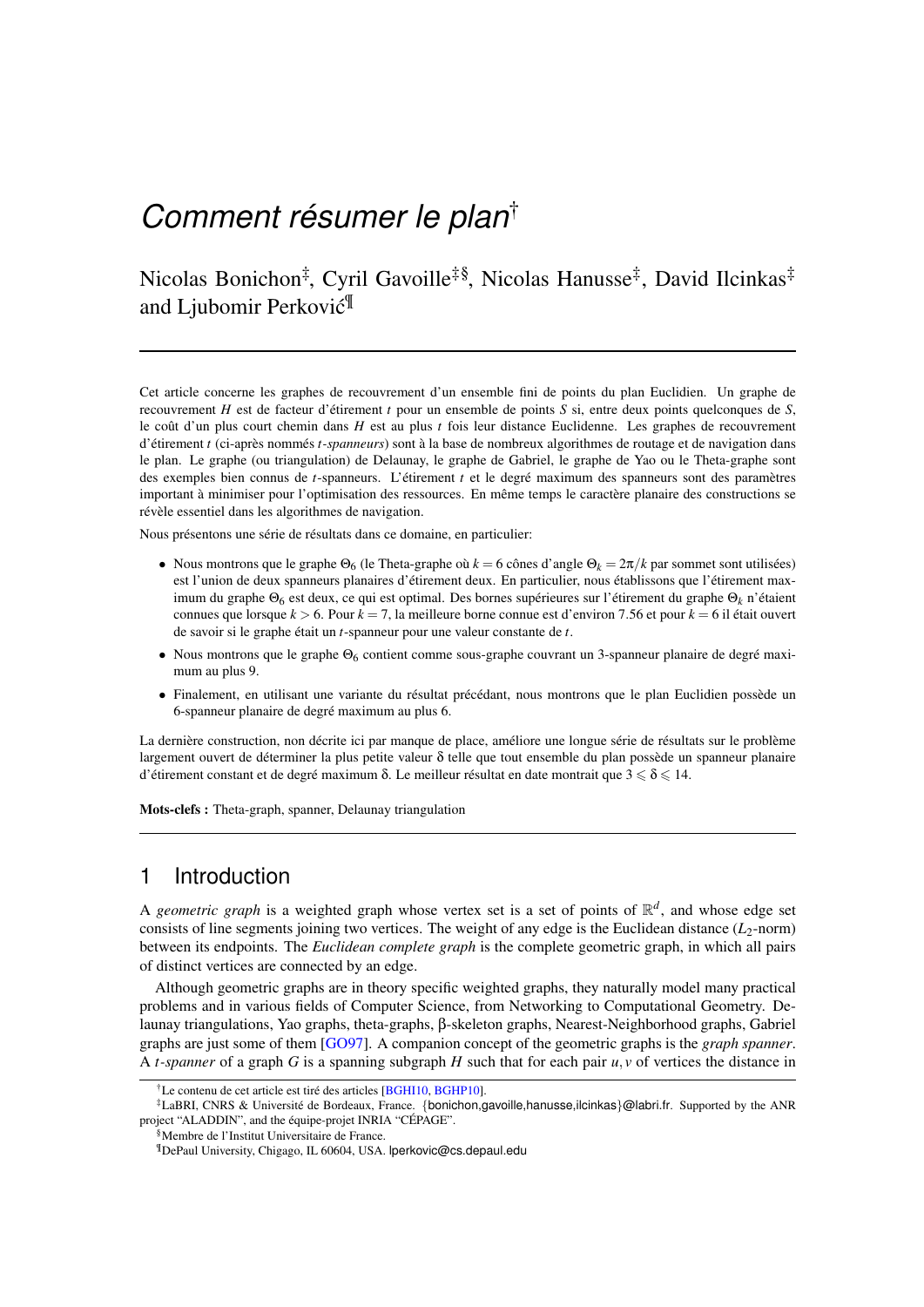# *Comment résumer le plan*[†]

Nicolas Bonichon[‡], Cyril Gavoille[‡§], Nicolas Hanusse[‡], David Ilcinkas[‡] and Ljubomir Perković[¶]

Cet article concerne les graphes de recouvrement d'un ensemble fini de points du plan Euclidien. Un graphe de recouvrement $H$ est de facteur d'étirement $t$ pour un ensemble de points $S$ si, entre deux points quelconques de $S$, le coût d'un plus court chemin dans $H$ est au plus $t$ fois leur distance Euclidenne. Les graphes de recouvrement d'étirement $t$ (ci-après nommés $t$-*spanneurs*) sont à la base de nombreux algorithmes de routage et de navigation dans le plan. Le graphe (ou triangulation) de Delaunay, le graphe de Gabriel, le graphe de Yao ou le Theta-graphe sont des exemples bien connus de $t$-spanneurs. L'étirement $t$ et le degré maximum des spanneurs sont des paramètres important à minimiser pour l'optimisation des ressources. En même temps le caractère planaire des constructions se révèle essentiel dans les algorithmes de navigation.

Nous présentons une série de résultats dans ce domaine, en particulier:

- Nous montrons que le graphe $\Theta_6$ (le Theta-graphe où $k = 6$ cônes d'angle $\Theta_k = 2\pi/k$ par sommet sont utilisées) est l'union de deux spanneurs planaires d'étirement deux. En particulier, nous établissons que l'étirement maximum du graphe $\Theta_6$ est deux, ce qui est optimal. Des bornes supérieures sur l'étirement du graphe $\Theta_k$ n'étaient connues que lorsque $k > 6$. Pour $k = 7$, la meilleure borne connue est d'environ 7.56 et pour $k = 6$ il était ouvert de savoir si le graphe était un $t$-spanneur pour une valeur constante de $t$.
- Nous montrons que le graphe $\Theta_6$ contient comme sous-graphe couvrant un 3-spanneur planaire de degré maximum au plus 9.
- Finalement, en utilisant une variante du résultat précédant, nous montrons que le plan Euclidien possède un 6-spanneur planaire de degré maximum au plus 6.

La dernière construction, non décrite ici par manque de place, améliore une longue série de résultats sur le problème largement ouvert de déterminer la plus petite valeur $\delta$ telle que tout ensemble du plan possède un spanneur planaire d'étirement constant et de degré maximum $\delta$. Le meilleur résultat en date montrait que $3 \leqslant \delta \leqslant 14$.

**Mots-clefs :** Theta-graph, spanner, Delaunay triangulation

## 1 Introduction

A *geometric graph* is a weighted graph whose vertex set is a set of points of $\mathbb{R}^d$, and whose edge set consists of line segments joining two vertices. The weight of any edge is the Euclidean distance ($L_2$-norm) between its endpoints. The *Euclidean complete graph* is the complete geometric graph, in which all pairs of distinct vertices are connected by an edge.

Although geometric graphs are in theory specific weighted graphs, they naturally model many practical problems and in various fields of Computer Science, from Networking to Computational Geometry. Delaunay triangulations, Yao graphs, theta-graphs, $\beta$-skeleton graphs, Nearest-Neighborhood graphs, Gabriel graphs are just some of them [GO97]. A companion concept of the geometric graphs is the *graph spanner*. A $t$-*spanner* of a graph $G$ is a spanning subgraph $H$ such that for each pair $u, v$ of vertices the distance in

---

[†] Le contenu de cet article est tiré des articles [BGHI10, BGHP10].

[‡] LaBRI, CNRS & Université de Bordeaux, France. {bonichon,gavoille,hanusse,ilcinkas}@labri.fr. Supported by the ANR project "ALADDIN", and the équipe-projet INRIA "CÉPAGE".

[§] Membre de l'Institut Universitaire de France.

[¶] DePaul University, Chigago, IL 60604, USA. lperkovic@cs.depaul.edu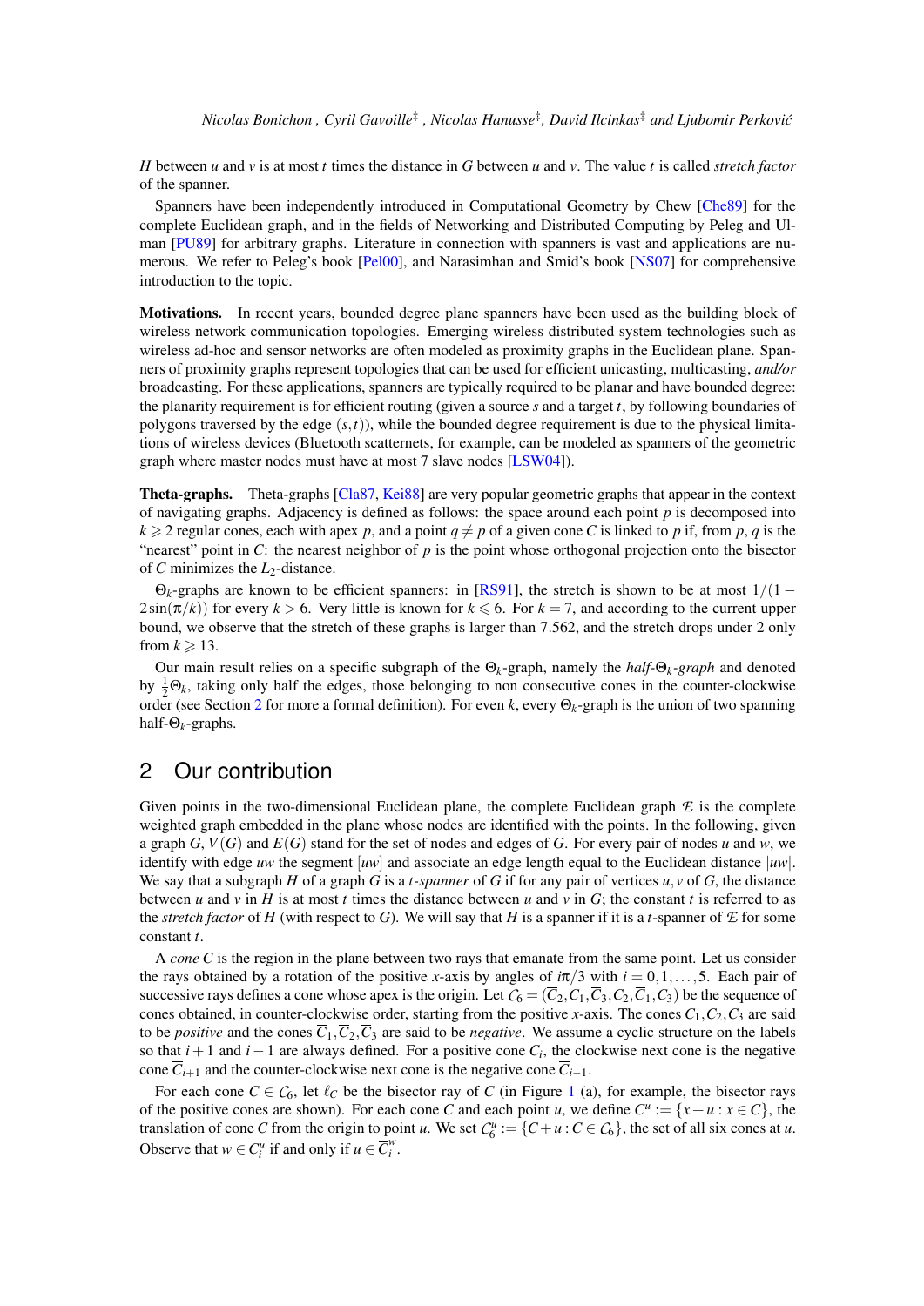$H$ between $u$ and $v$ is at most $t$ times the distance in $G$ between $u$ and $v$. The value $t$ is called *stretch factor* of the spanner.

Spanners have been independently introduced in Computational Geometry by Chew [Che89] for the complete Euclidean graph, and in the fields of Networking and Distributed Computing by Peleg and Ulman [PU89] for arbitrary graphs. Literature in connection with spanners is vast and applications are numerous. We refer to Peleg's book [Pel00], and Narasimhan and Smid's book [NS07] for comprehensive introduction to the topic.

**Motivations.** In recent years, bounded degree plane spanners have been used as the building block of wireless network communication topologies. Emerging wireless distributed system technologies such as wireless ad-hoc and sensor networks are often modeled as proximity graphs in the Euclidean plane. Spanners of proximity graphs represent topologies that can be used for efficient unicasting, multicasting, *and/or* broadcasting. For these applications, spanners are typically required to be planar and have bounded degree: the planarity requirement is for efficient routing (given a source $s$ and a target $t$, by following boundaries of polygons traversed by the edge $(s,t)$), while the bounded degree requirement is due to the physical limitations of wireless devices (Bluetooth scatternets, for example, can be modeled as spanners of the geometric graph where master nodes must have at most 7 slave nodes [LSW04]).

**Theta-graphs.** Theta-graphs [Cla87, Kei88] are very popular geometric graphs that appear in the context of navigating graphs. Adjacency is defined as follows: the space around each point $p$ is decomposed into $k \geqslant 2$ regular cones, each with apex $p$, and a point $q \neq p$ of a given cone $C$ is linked to $p$ if, from $p$, $q$ is the "nearest" point in $C$: the nearest neighbor of $p$ is the point whose orthogonal projection onto the bisector of $C$ minimizes the $L_2$-distance.

$\Theta_k$-graphs are known to be efficient spanners: in [RS91], the stretch is shown to be at most $1/(1 - 2\sin(\pi/k))$ for every $k > 6$. Very little is known for $k \leqslant 6$. For $k = 7$, and according to the current upper bound, we observe that the stretch of these graphs is larger than 7.562, and the stretch drops under 2 only from $k \geqslant 13$.

Our main result relies on a specific subgraph of the $\Theta_k$-graph, namely the *half-$\Theta_k$-graph* and denoted by $\frac{1}{2}\Theta_k$, taking only half the edges, those belonging to non consecutive cones in the counter-clockwise order (see Section 2 for more a formal definition). For even $k$, every $\Theta_k$-graph is the union of two spanning half-$\Theta_k$-graphs.

## 2 Our contribution

Given points in the two-dimensional Euclidean plane, the complete Euclidean graph $\mathcal{E}$ is the complete weighted graph embedded in the plane whose nodes are identified with the points. In the following, given a graph $G$, $V(G)$ and $E(G)$ stand for the set of nodes and edges of $G$. For every pair of nodes $u$ and $w$, we identify with edge $uw$ the segment $[uw]$ and associate an edge length equal to the Euclidean distance $|uw|$. We say that a subgraph $H$ of a graph $G$ is a *$t$-spanner* of $G$ if for any pair of vertices $u,v$ of $G$, the distance between $u$ and $v$ in $H$ is at most $t$ times the distance between $u$ and $v$ in $G$; the constant $t$ is referred to as the *stretch factor* of $H$ (with respect to $G$). We will say that $H$ is a spanner if it is a $t$-spanner of $\mathcal{E}$ for some constant $t$.

A *cone* $C$ is the region in the plane between two rays that emanate from the same point. Let us consider the rays obtained by a rotation of the positive $x$-axis by angles of $i\pi/3$ with $i = 0,1,\ldots,5$. Each pair of successive rays defines a cone whose apex is the origin. Let $\mathcal{C}_6 = (\overline{C}_2, C_1, \overline{C}_3, C_2, \overline{C}_1, C_3)$ be the sequence of cones obtained, in counter-clockwise order, starting from the positive $x$-axis. The cones $C_1, C_2, C_3$ are said to be *positive* and the cones $\overline{C}_1, \overline{C}_2, \overline{C}_3$ are said to be *negative*. We assume a cyclic structure on the labels so that $i+1$ and $i-1$ are always defined. For a positive cone $C_i$, the clockwise next cone is the negative cone $\overline{C}_{i+1}$ and the counter-clockwise next cone is the negative cone $\overline{C}_{i-1}$.

For each cone $C \in \mathcal{C}_6$, let $\ell_C$ be the bisector ray of $C$ (in Figure 1 (a), for example, the bisector rays of the positive cones are shown). For each cone $C$ and each point $u$, we define $C^u := \{x+u : x \in C\}$, the translation of cone $C$ from the origin to point $u$. We set $\mathcal{C}_6^u := \{C+u : C \in \mathcal{C}_6\}$, the set of all six cones at $u$. Observe that $w \in C_i^u$ if and only if $u \in \overline{C}_i^w$.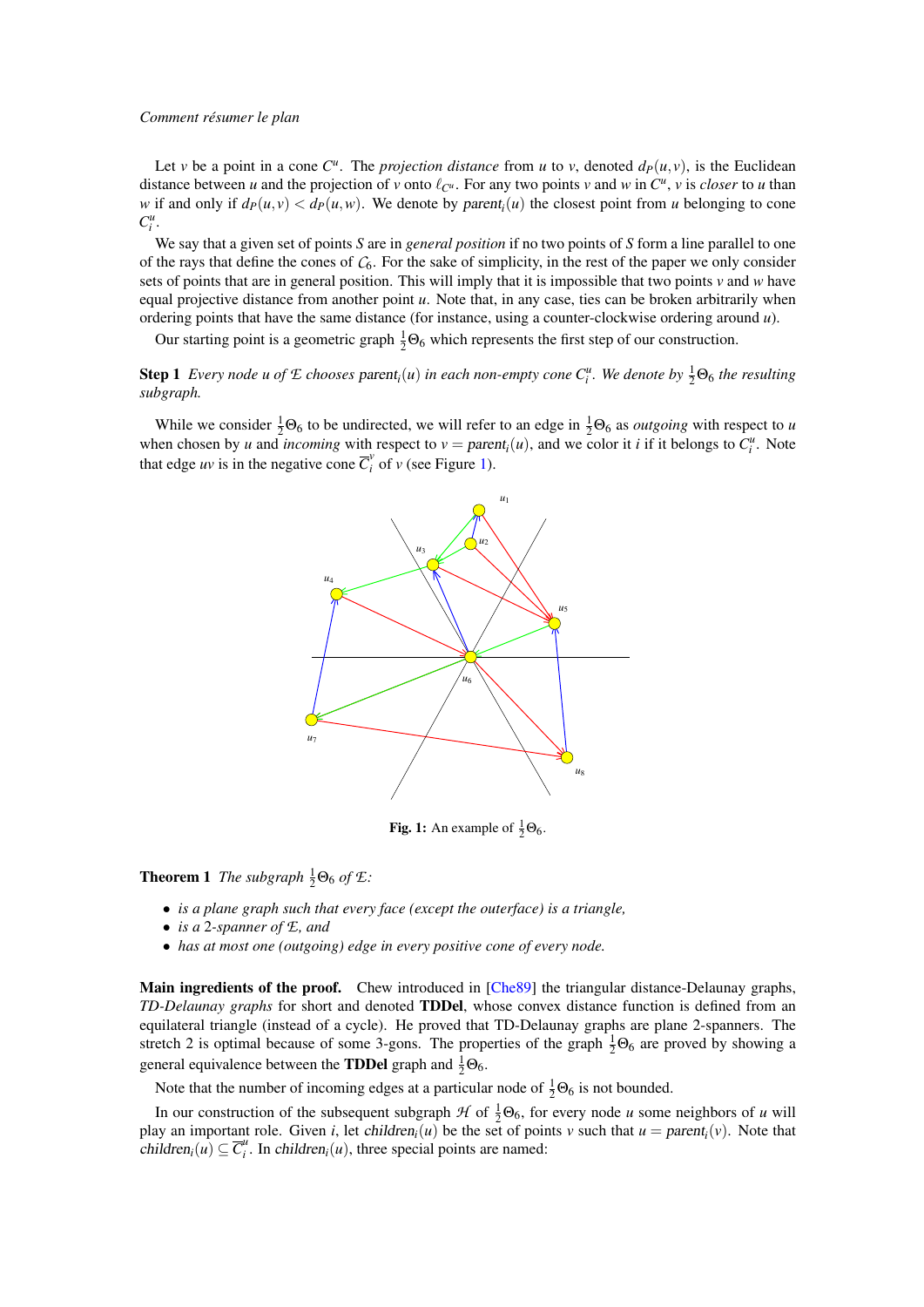Let $v$ be a point in a cone $C^u$. The *projection distance* from $u$ to $v$, denoted $d_P(u,v)$, is the Euclidean distance between $u$ and the projection of $v$ onto $\ell_{C^u}$. For any two points $v$ and $w$ in $C^u$, $v$ is *closer* to $u$ than $w$ if and only if $d_P(u,v) < d_P(u,w)$. We denote by $\mathrm{parent}_i(u)$ the closest point from $u$ belonging to cone $C^u_i$.

We say that a given set of points $S$ are in *general position* if no two points of $S$ form a line parallel to one of the rays that define the cones of $\mathcal{C}_6$. For the sake of simplicity, in the rest of the paper we only consider sets of points that are in general position. This will imply that it is impossible that two points $v$ and $w$ have equal projective distance from another point $u$. Note that, in any case, ties can be broken arbitrarily when ordering points that have the same distance (for instance, using a counter-clockwise ordering around $u$).

Our starting point is a geometric graph $\frac{1}{2}\Theta_6$ which represents the first step of our construction.

**Step 1** *Every node $u$ of $\mathcal{E}$ chooses $\mathrm{parent}_i(u)$ in each non-empty cone $C^u_i$. We denote by $\frac{1}{2}\Theta_6$ the resulting subgraph.*

While we consider $\frac{1}{2}\Theta_6$ to be undirected, we will refer to an edge in $\frac{1}{2}\Theta_6$ as *outgoing* with respect to $u$ when chosen by $u$ and *incoming* with respect to $v = \mathrm{parent}_i(u)$, and we color it $i$ if it belongs to $C^u_i$. Note that edge $uv$ is in the negative cone $\overline{C}^v_i$ of $v$ (see Figure 1).

**Fig. 1:** An example of $\frac{1}{2}\Theta_6$.

**Theorem 1** *The subgraph $\frac{1}{2}\Theta_6$ of $\mathcal{E}$:*

- *is a plane graph such that every face (except the outerface) is a triangle,*
- *is a 2-spanner of $\mathcal{E}$, and*
- *has at most one (outgoing) edge in every positive cone of every node.*

**Main ingredients of the proof.** Chew introduced in [Che89] the triangular distance-Delaunay graphs, *TD-Delaunay graphs* for short and denoted **TDDel**, whose convex distance function is defined from an equilateral triangle (instead of a cycle). He proved that TD-Delaunay graphs are plane 2-spanners. The stretch 2 is optimal because of some 3-gons. The properties of the graph $\frac{1}{2}\Theta_6$ are proved by showing a general equivalence between the **TDDel** graph and $\frac{1}{2}\Theta_6$.

Note that the number of incoming edges at a particular node of $\frac{1}{2}\Theta_6$ is not bounded.

In our construction of the subsequent subgraph $\mathcal{H}$ of $\frac{1}{2}\Theta_6$, for every node $u$ some neighbors of $u$ will play an important role. Given $i$, let $\mathrm{children}_i(u)$ be the set of points $v$ such that $u = \mathrm{parent}_i(v)$. Note that $\mathrm{children}_i(u) \subseteq \overline{C}^u_i$. In $\mathrm{children}_i(u)$, three special points are named: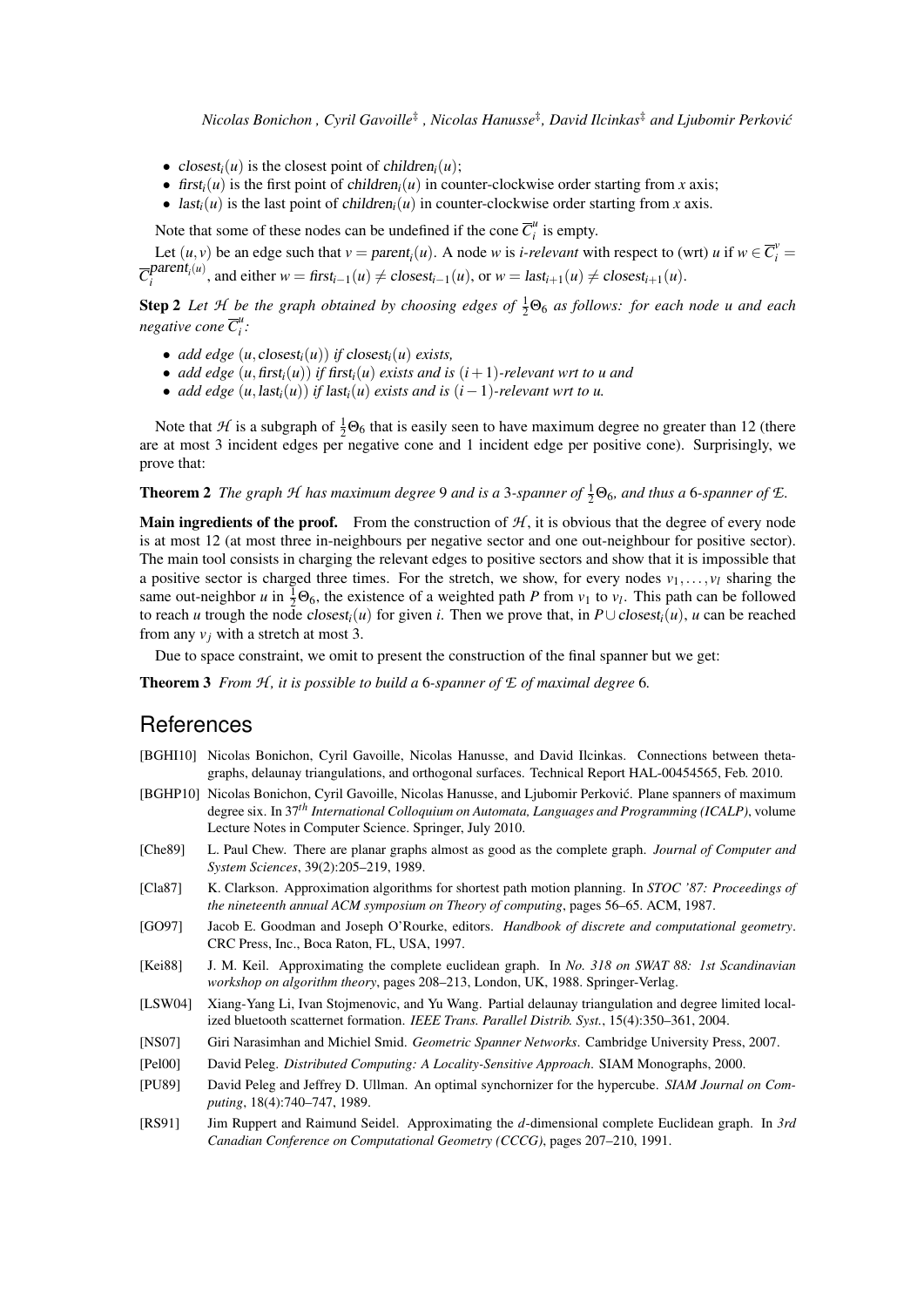- $\mathrm{closest}_i(u)$ is the closest point of $\mathrm{children}_i(u)$;
- $\mathrm{first}_i(u)$ is the first point of $\mathrm{children}_i(u)$ in counter-clockwise order starting from $x$ axis;
- $\mathrm{last}_i(u)$ is the last point of $\mathrm{children}_i(u)$ in counter-clockwise order starting from $x$ axis.

Note that some of these nodes can be undefined if the cone $\overline{C}_i^u$ is empty.

Let $(u,v)$ be an edge such that $v = \mathrm{parent}_i(u)$. A node $w$ is *i-relevant* with respect to (wrt) $u$ if $w \in \overline{C}_i^v = \overline{C}_i^{\mathrm{parent}_i(u)}$, and either $w = \mathrm{first}_{i-1}(u) \neq \mathrm{closest}_{i-1}(u)$, or $w = \mathrm{last}_{i+1}(u) \neq \mathrm{closest}_{i+1}(u)$.

**Step 2** *Let $\mathcal{H}$ be the graph obtained by choosing edges of $\frac{1}{2}\Theta_6$ as follows: for each node $u$ and each negative cone $\overline{C}_i^u$:*

- *add edge $(u, \mathrm{closest}_i(u))$ if $\mathrm{closest}_i(u)$ exists,*
- *add edge $(u, \mathrm{first}_i(u))$ if $\mathrm{first}_i(u)$ exists and is $(i+1)$-relevant wrt to $u$ and*
- *add edge $(u, \mathrm{last}_i(u))$ if $\mathrm{last}_i(u)$ exists and is $(i-1)$-relevant wrt to $u$.*

Note that $\mathcal{H}$ is a subgraph of $\frac{1}{2}\Theta_6$ that is easily seen to have maximum degree no greater than 12 (there are at most 3 incident edges per negative cone and 1 incident edge per positive cone). Surprisingly, we prove that:

**Theorem 2** *The graph $\mathcal{H}$ has maximum degree 9 and is a 3-spanner of $\frac{1}{2}\Theta_6$, and thus a 6-spanner of $\mathcal{E}$.*

**Main ingredients of the proof.** From the construction of $\mathcal{H}$, it is obvious that the degree of every node is at most 12 (at most three in-neighbours per negative sector and one out-neighbour for positive sector). The main tool consists in charging the relevant edges to positive sectors and show that it is impossible that a positive sector is charged three times. For the stretch, we show, for every nodes $v_1, \ldots, v_l$ sharing the same out-neighbor $u$ in $\frac{1}{2}\Theta_6$, the existence of a weighted path $P$ from $v_1$ to $v_l$. This path can be followed to reach $u$ trough the node $\mathrm{closest}_i(u)$ for given $i$. Then we prove that, in $P \cup \mathrm{closest}_i(u)$, $u$ can be reached from any $v_j$ with a stretch at most 3.

Due to space constraint, we omit to present the construction of the final spanner but we get:

**Theorem 3** *From $\mathcal{H}$, it is possible to build a 6-spanner of $\mathcal{E}$ of maximal degree 6.*

## References

[BGHI10] Nicolas Bonichon, Cyril Gavoille, Nicolas Hanusse, and David Ilcinkas. Connections between theta-graphs, delaunay triangulations, and orthogonal surfaces. Technical Report HAL-00454565, Feb. 2010.

[BGHP10] Nicolas Bonichon, Cyril Gavoille, Nicolas Hanusse, and Ljubomir Perković. Plane spanners of maximum degree six. In $37^{th}$ *International Colloquium on Automata, Languages and Programming (ICALP)*, volume Lecture Notes in Computer Science. Springer, July 2010.

[Che89] L. Paul Chew. There are planar graphs almost as good as the complete graph. *Journal of Computer and System Sciences*, 39(2):205–219, 1989.

[Cla87] K. Clarkson. Approximation algorithms for shortest path motion planning. In *STOC '87: Proceedings of the nineteenth annual ACM symposium on Theory of computing*, pages 56–65. ACM, 1987.

[GO97] Jacob E. Goodman and Joseph O'Rourke, editors. *Handbook of discrete and computational geometry*. CRC Press, Inc., Boca Raton, FL, USA, 1997.

[Kei88] J. M. Keil. Approximating the complete euclidean graph. In *No. 318 on SWAT 88: 1st Scandinavian workshop on algorithm theory*, pages 208–213, London, UK, 1988. Springer-Verlag.

[LSW04] Xiang-Yang Li, Ivan Stojmenovic, and Yu Wang. Partial delaunay triangulation and degree limited localized bluetooth scatternet formation. *IEEE Trans. Parallel Distrib. Syst.*, 15(4):350–361, 2004.

[NS07] Giri Narasimhan and Michiel Smid. *Geometric Spanner Networks*. Cambridge University Press, 2007.

[Pel00] David Peleg. *Distributed Computing: A Locality-Sensitive Approach*. SIAM Monographs, 2000.

[PU89] David Peleg and Jeffrey D. Ullman. An optimal synchronizer for the hypercube. *SIAM Journal on Computing*, 18(4):740–747, 1989.

[RS91] Jim Ruppert and Raimund Seidel. Approximating the $d$-dimensional complete Euclidean graph. In *3rd Canadian Conference on Computational Geometry (CCCG)*, pages 207–210, 1991.